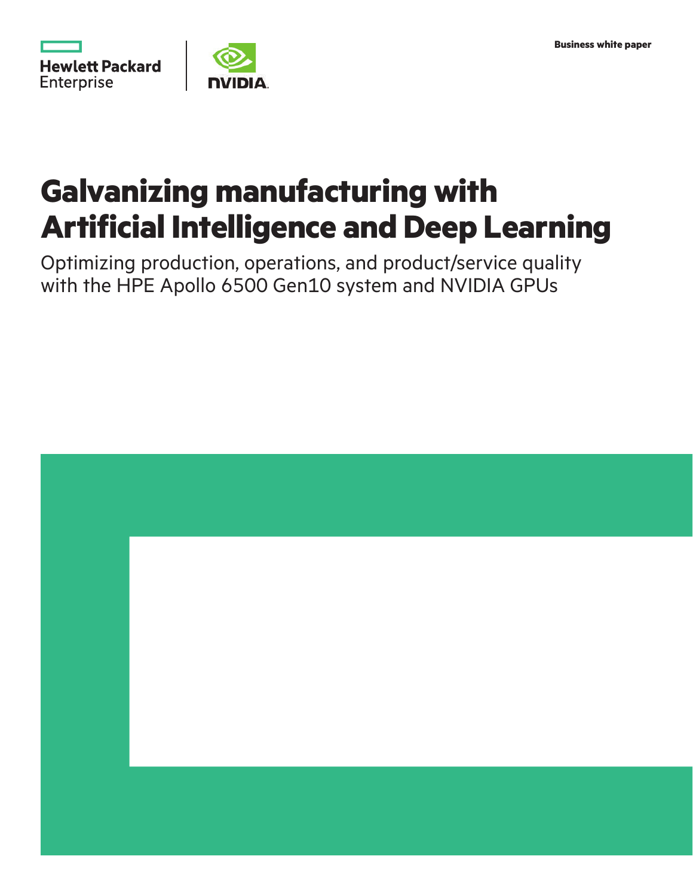Hewlett Packard Enterprise

NVIDIA

Business white paper

# Galvanizing manufacturing with Artificial Intelligence and Deep Learning

Optimizing production, operations, and product/service quality with the HPE Apollo 6500 Gen10 system and NVIDIA GPUs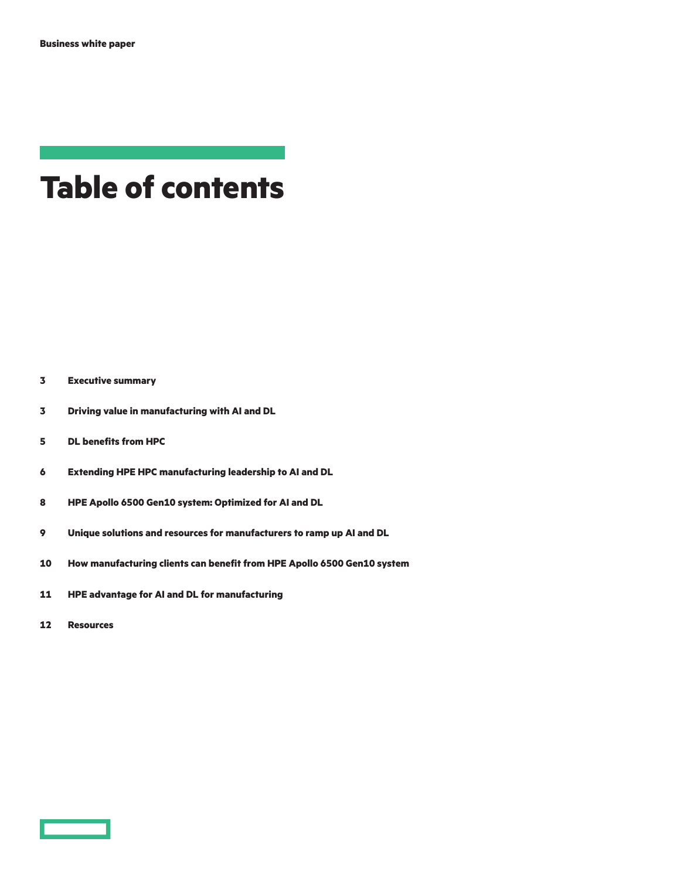# Table of contents

| | |
|---|---|
| 3 | **Executive summary** |
| 3 | **Driving value in manufacturing with AI and DL** |
| 5 | **DL benefits from HPC** |
| 6 | **Extending HPE HPC manufacturing leadership to AI and DL** |
| 8 | **HPE Apollo 6500 Gen10 system: Optimized for AI and DL** |
| 9 | **Unique solutions and resources for manufacturers to ramp up AI and DL** |
| 10 | **How manufacturing clients can benefit from HPE Apollo 6500 Gen10 system** |
| 11 | **HPE advantage for AI and DL for manufacturing** |
| 12 | **Resources** |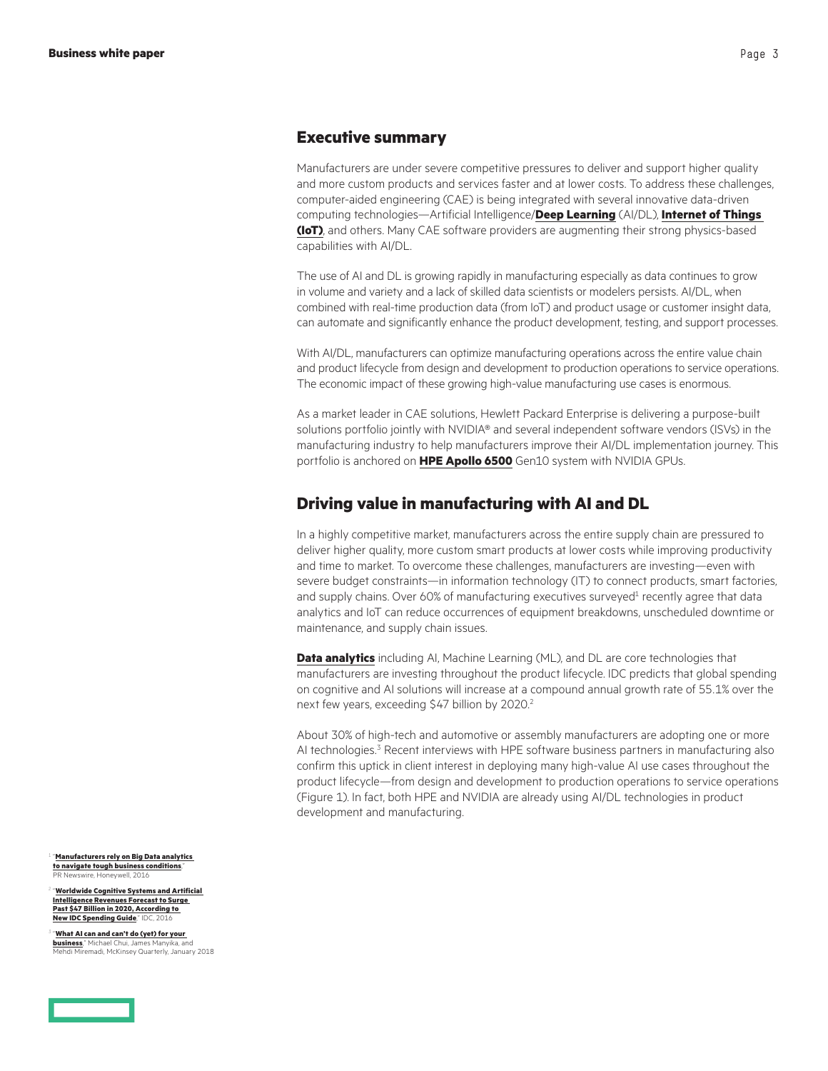## Executive summary

Manufacturers are under severe competitive pressures to deliver and support higher quality and more custom products and services faster and at lower costs. To address these challenges, computer-aided engineering (CAE) is being integrated with several innovative data-driven computing technologies—Artificial Intelligence/**Deep Learning** (AI/DL), **Internet of Things (IoT)**, and others. Many CAE software providers are augmenting their strong physics-based capabilities with AI/DL.

The use of AI and DL is growing rapidly in manufacturing especially as data continues to grow in volume and variety and a lack of skilled data scientists or modelers persists. AI/DL, when combined with real-time production data (from IoT) and product usage or customer insight data, can automate and significantly enhance the product development, testing, and support processes.

With AI/DL, manufacturers can optimize manufacturing operations across the entire value chain and product lifecycle from design and development to production operations to service operations. The economic impact of these growing high-value manufacturing use cases is enormous.

As a market leader in CAE solutions, Hewlett Packard Enterprise is delivering a purpose-built solutions portfolio jointly with NVIDIA® and several independent software vendors (ISVs) in the manufacturing industry to help manufacturers improve their AI/DL implementation journey. This portfolio is anchored on **HPE Apollo 6500** Gen10 system with NVIDIA GPUs.

## Driving value in manufacturing with AI and DL

In a highly competitive market, manufacturers across the entire supply chain are pressured to deliver higher quality, more custom smart products at lower costs while improving productivity and time to market. To overcome these challenges, manufacturers are investing—even with severe budget constraints—in information technology (IT) to connect products, smart factories, and supply chains. Over 60% of manufacturing executives surveyed[1] recently agree that data analytics and IoT can reduce occurrences of equipment breakdowns, unscheduled downtime or maintenance, and supply chain issues.

**Data analytics** including AI, Machine Learning (ML), and DL are core technologies that manufacturers are investing throughout the product lifecycle. IDC predicts that global spending on cognitive and AI solutions will increase at a compound annual growth rate of 55.1% over the next few years, exceeding $47 billion by 2020.[2]

About 30% of high-tech and automotive or assembly manufacturers are adopting one or more AI technologies.[3] Recent interviews with HPE software business partners in manufacturing also confirm this uptick in client interest in deploying many high-value AI use cases throughout the product lifecycle—from design and development to production operations to service operations (Figure 1). In fact, both HPE and NVIDIA are already using AI/DL technologies in product development and manufacturing.

[1] "**Manufacturers rely on Big Data analytics to navigate tough business conditions**," PR Newswire, Honeywell, 2016

[2] "**Worldwide Cognitive Systems and Artificial Intelligence Revenues Forecast to Surge Past $47 Billion in 2020, According to New IDC Spending Guide**," IDC, 2016

[3] "**What AI can and can't do (yet) for your business**," Michael Chui, James Manyika, and Mehdi Miremadi, McKinsey Quarterly, January 2018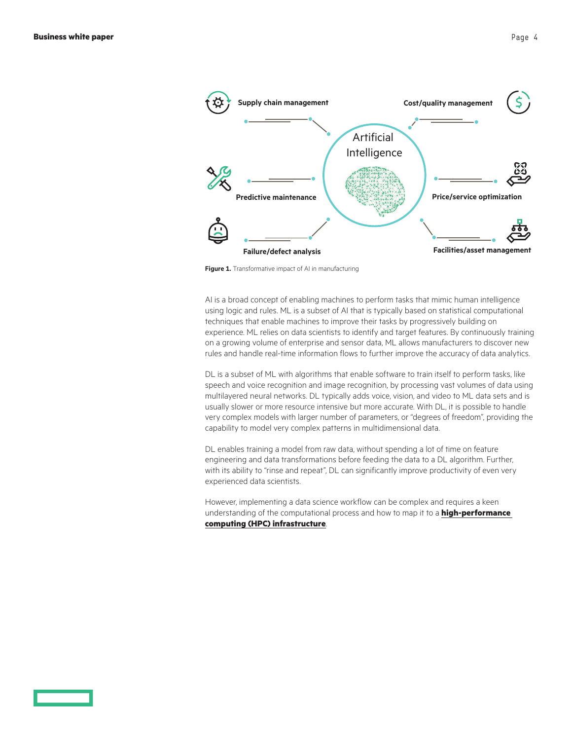Supply chain management

Cost/quality management

Artificial Intelligence

Predictive maintenance

Price/service optimization

Failure/defect analysis

Facilities/asset management

**Figure 1.** Transformative impact of AI in manufacturing

AI is a broad concept of enabling machines to perform tasks that mimic human intelligence using logic and rules. ML is a subset of AI that is typically based on statistical computational techniques that enable machines to improve their tasks by progressively building on experience. ML relies on data scientists to identify and target features. By continuously training on a growing volume of enterprise and sensor data, ML allows manufacturers to discover new rules and handle real-time information flows to further improve the accuracy of data analytics.

DL is a subset of ML with algorithms that enable software to train itself to perform tasks, like speech and voice recognition and image recognition, by processing vast volumes of data using multilayered neural networks. DL typically adds voice, vision, and video to ML data sets and is usually slower or more resource intensive but more accurate. With DL, it is possible to handle very complex models with larger number of parameters, or "degrees of freedom", providing the capability to model very complex patterns in multidimensional data.

DL enables training a model from raw data, without spending a lot of time on feature engineering and data transformations before feeding the data to a DL algorithm. Further, with its ability to "rinse and repeat", DL can significantly improve productivity of even very experienced data scientists.

However, implementing a data science workflow can be complex and requires a keen understanding of the computational process and how to map it to a **high-performance computing (HPC) infrastructure**.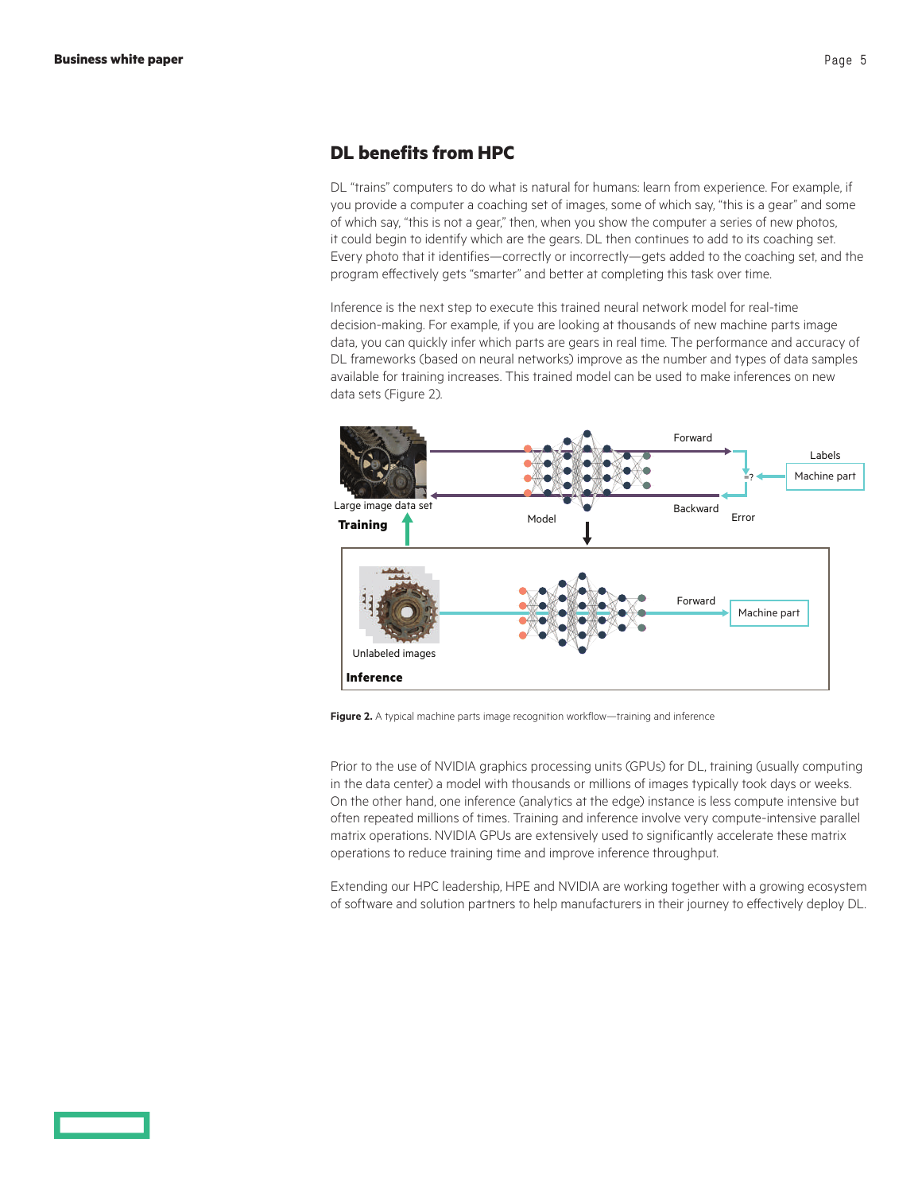## DL benefits from HPC

DL "trains" computers to do what is natural for humans: learn from experience. For example, if you provide a computer a coaching set of images, some of which say, "this is a gear" and some of which say, "this is not a gear," then, when you show the computer a series of new photos, it could begin to identify which are the gears. DL then continues to add to its coaching set. Every photo that it identifies—correctly or incorrectly—gets added to the coaching set, and the program effectively gets "smarter" and better at completing this task over time.

Inference is the next step to execute this trained neural network model for real-time decision-making. For example, if you are looking at thousands of new machine parts image data, you can quickly infer which parts are gears in real time. The performance and accuracy of DL frameworks (based on neural networks) improve as the number and types of data samples available for training increases. This trained model can be used to make inferences on new data sets (Figure 2).

**Figure 2.** A typical machine parts image recognition workflow—training and inference

Prior to the use of NVIDIA graphics processing units (GPUs) for DL, training (usually computing in the data center) a model with thousands or millions of images typically took days or weeks. On the other hand, one inference (analytics at the edge) instance is less compute intensive but often repeated millions of times. Training and inference involve very compute-intensive parallel matrix operations. NVIDIA GPUs are extensively used to significantly accelerate these matrix operations to reduce training time and improve inference throughput.

Extending our HPC leadership, HPE and NVIDIA are working together with a growing ecosystem of software and solution partners to help manufacturers in their journey to effectively deploy DL.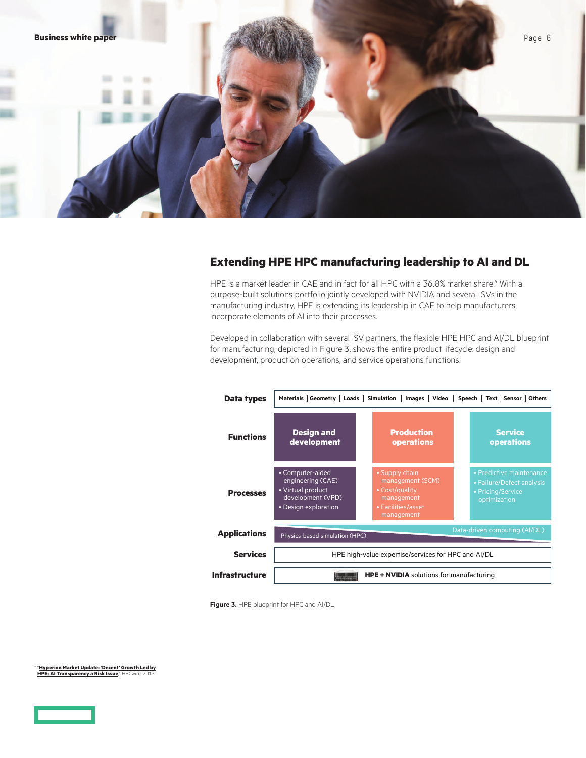## Extending HPE HPC manufacturing leadership to AI and DL

HPE is a market leader in CAE and in fact for all HPC with a 36.8% market share.[4] With a purpose-built solutions portfolio jointly developed with NVIDIA and several ISVs in the manufacturing industry, HPE is extending its leadership in CAE to help manufacturers incorporate elements of AI into their processes.

Developed in collaboration with several ISV partners, the flexible HPE HPC and AI/DL blueprint for manufacturing, depicted in Figure 3, shows the entire product lifecycle: design and development, production operations, and service operations functions.

| | | | |
|---|---|---|---|
| **Data types** | Materials \| Geometry \| Loads \| Simulation \| Images \| Video \| Speech \| Text \| Sensor \| Others | | |
| **Functions** | **Design and development** | **Production operations** | **Service operations** |
| **Processes** | • Computer-aided engineering (CAE)<br>• Virtual product development (VPD)<br>• Design exploration | • Supply chain management (SCM)<br>• Cost/quality management<br>• Facilities/asset management | • Predictive maintenance<br>• Failure/Defect analysis<br>• Pricing/Service optimization |
| **Applications** | Physics-based simulation (HPC) / Data-driven computing (AI/DL) | | |
| **Services** | HPE high-value expertise/services for HPC and AI/DL | | |
| **Infrastructure** | **HPE + NVIDIA** solutions for manufacturing | | |

**Figure 3.** HPE blueprint for HPC and AI/DL

[4] "Hyperion Market Update: 'Decent' Growth Led by HPE; AI Transparency a Risk Issue," HPCwire, 2017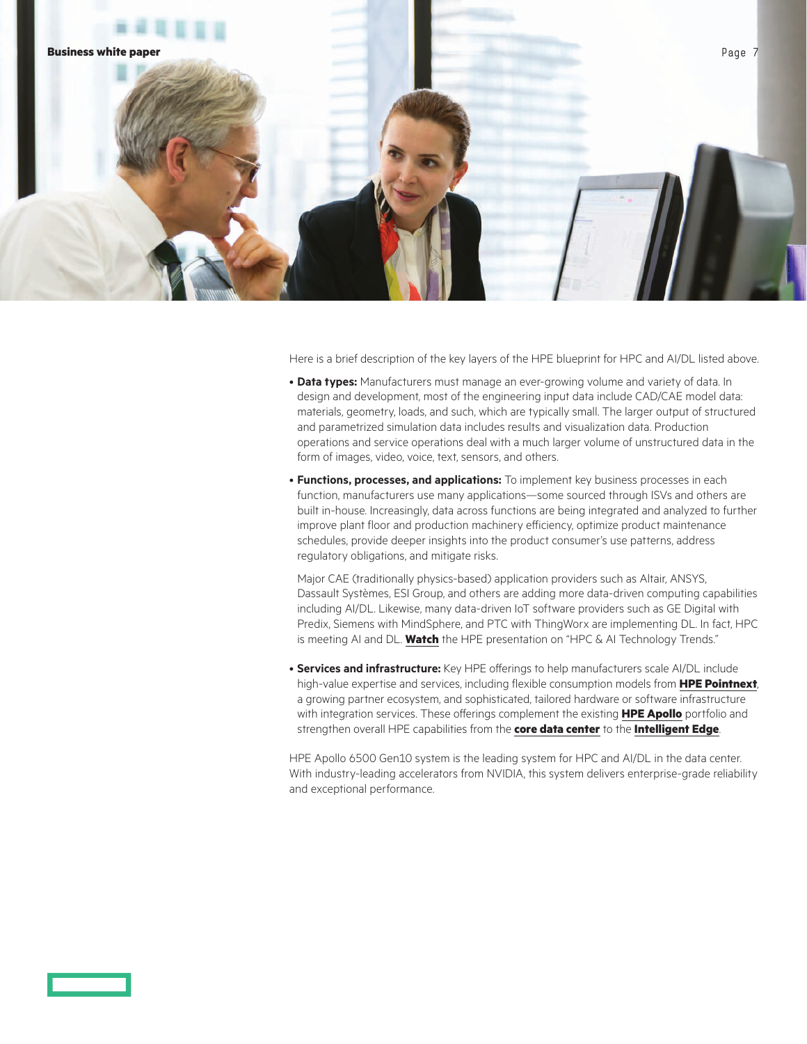Here is a brief description of the key layers of the HPE blueprint for HPC and AI/DL listed above.

- **Data types:** Manufacturers must manage an ever-growing volume and variety of data. In design and development, most of the engineering input data include CAD/CAE model data: materials, geometry, loads, and such, which are typically small. The larger output of structured and parametrized simulation data includes results and visualization data. Production operations and service operations deal with a much larger volume of unstructured data in the form of images, video, voice, text, sensors, and others.

- **Functions, processes, and applications:** To implement key business processes in each function, manufacturers use many applications—some sourced through ISVs and others are built in-house. Increasingly, data across functions are being integrated and analyzed to further improve plant floor and production machinery efficiency, optimize product maintenance schedules, provide deeper insights into the product consumer's use patterns, address regulatory obligations, and mitigate risks.

  Major CAE (traditionally physics-based) application providers such as Altair, ANSYS, Dassault Systèmes, ESI Group, and others are adding more data-driven computing capabilities including AI/DL. Likewise, many data-driven IoT software providers such as GE Digital with Predix, Siemens with MindSphere, and PTC with ThingWorx are implementing DL. In fact, HPC is meeting AI and DL. **Watch** the HPE presentation on "HPC & AI Technology Trends."

- **Services and infrastructure:** Key HPE offerings to help manufacturers scale AI/DL include high-value expertise and services, including flexible consumption models from **HPE Pointnext**, a growing partner ecosystem, and sophisticated, tailored hardware or software infrastructure with integration services. These offerings complement the existing **HPE Apollo** portfolio and strengthen overall HPE capabilities from the **core data center** to the **Intelligent Edge**.

HPE Apollo 6500 Gen10 system is the leading system for HPC and AI/DL in the data center. With industry-leading accelerators from NVIDIA, this system delivers enterprise-grade reliability and exceptional performance.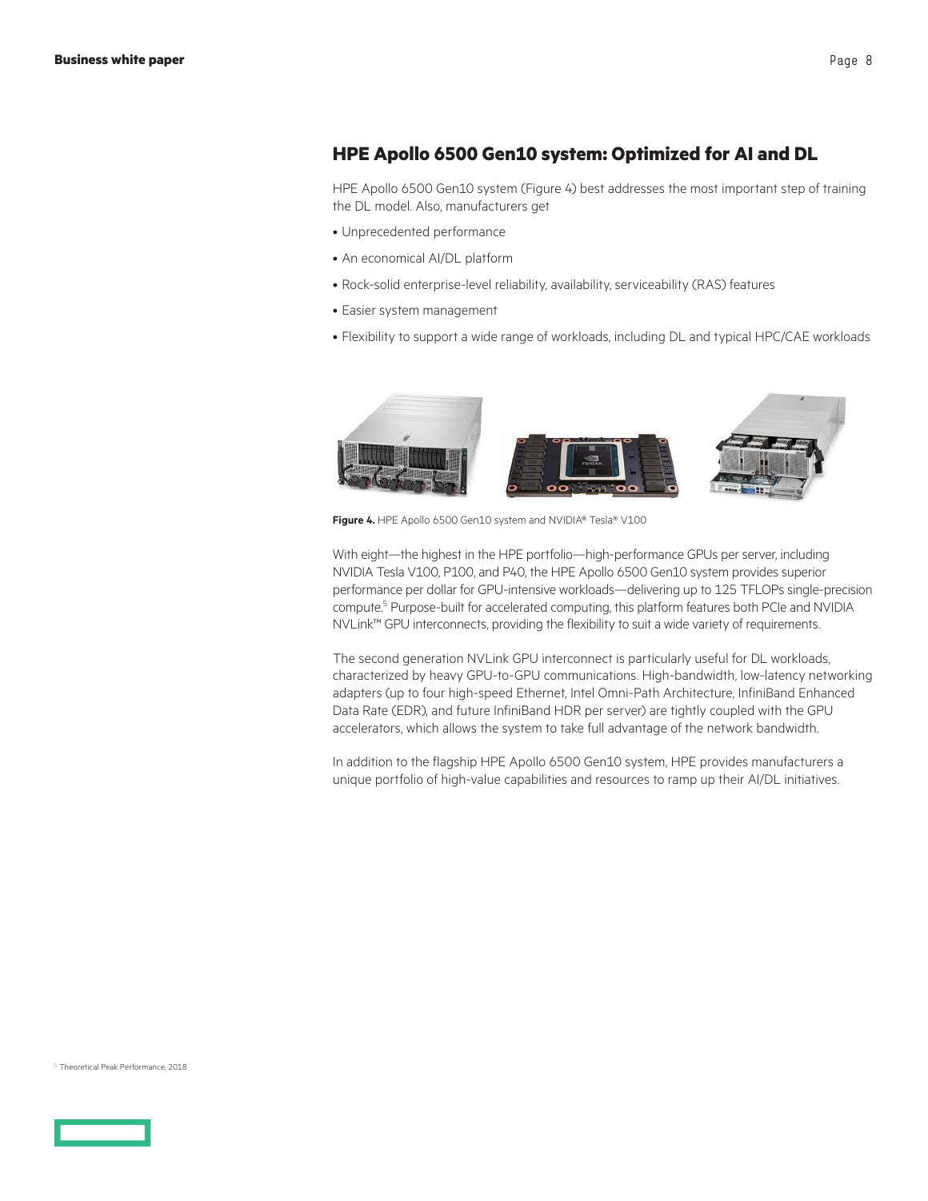## HPE Apollo 6500 Gen10 system: Optimized for AI and DL

HPE Apollo 6500 Gen10 system (Figure 4) best addresses the most important step of training the DL model. Also, manufacturers get

- Unprecedented performance
- An economical AI/DL platform
- Rock-solid enterprise-level reliability, availability, serviceability (RAS) features
- Easier system management
- Flexibility to support a wide range of workloads, including DL and typical HPC/CAE workloads

**Figure 4.** HPE Apollo 6500 Gen10 system and NVIDIA® Tesla® V100

With eight—the highest in the HPE portfolio—high-performance GPUs per server, including NVIDIA Tesla V100, P100, and P40, the HPE Apollo 6500 Gen10 system provides superior performance per dollar for GPU-intensive workloads—delivering up to 125 TFLOPs single-precision compute.[5] Purpose-built for accelerated computing, this platform features both PCIe and NVIDIA NVLink™ GPU interconnects, providing the flexibility to suit a wide variety of requirements.

The second generation NVLink GPU interconnect is particularly useful for DL workloads, characterized by heavy GPU-to-GPU communications. High-bandwidth, low-latency networking adapters (up to four high-speed Ethernet, Intel Omni-Path Architecture, InfiniBand Enhanced Data Rate (EDR), and future InfiniBand HDR per server) are tightly coupled with the GPU accelerators, which allows the system to take full advantage of the network bandwidth.

In addition to the flagship HPE Apollo 6500 Gen10 system, HPE provides manufacturers a unique portfolio of high-value capabilities and resources to ramp up their AI/DL initiatives.

[5] Theoretical Peak Performance, 2018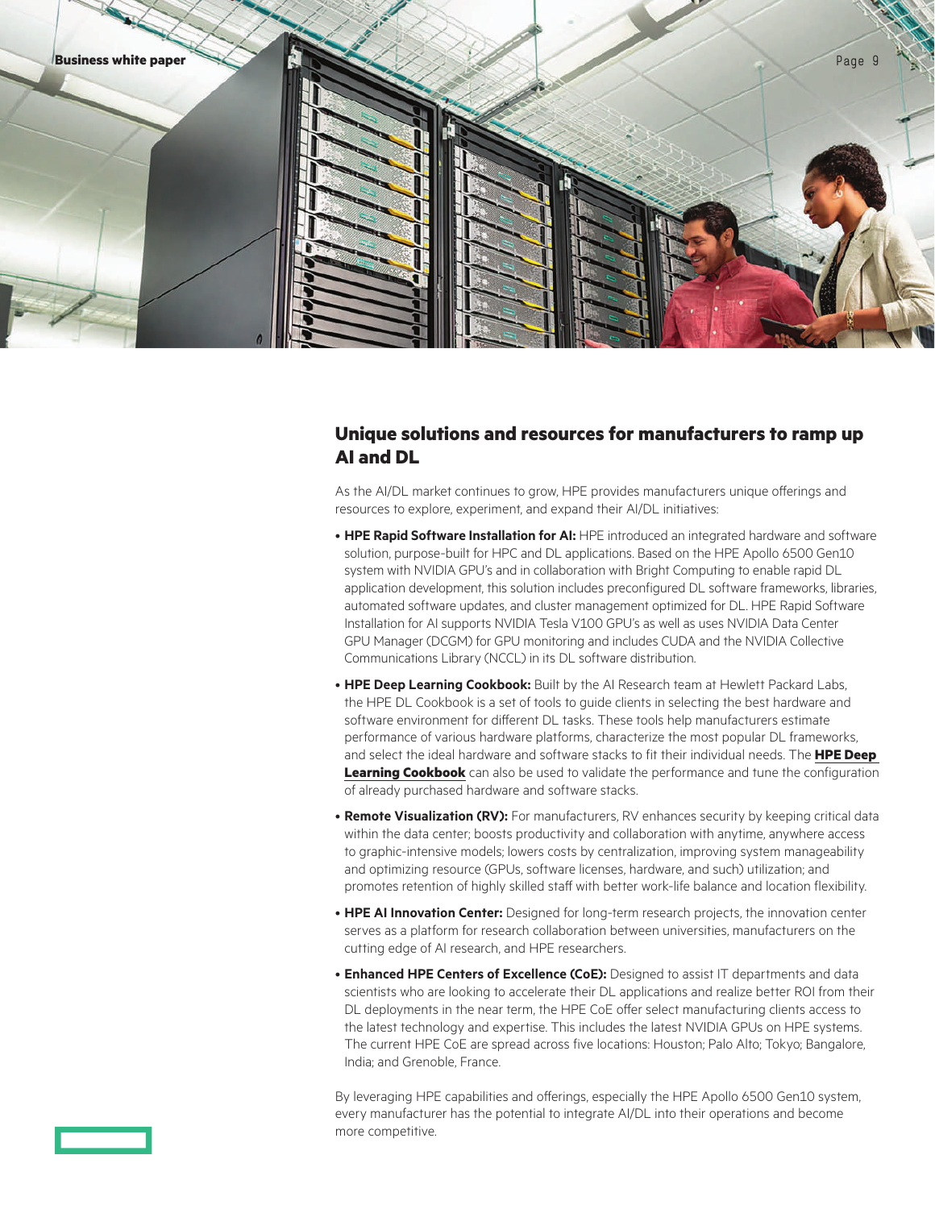## Unique solutions and resources for manufacturers to ramp up AI and DL

As the AI/DL market continues to grow, HPE provides manufacturers unique offerings and resources to explore, experiment, and expand their AI/DL initiatives:

- **HPE Rapid Software Installation for AI:** HPE introduced an integrated hardware and software solution, purpose-built for HPC and DL applications. Based on the HPE Apollo 6500 Gen10 system with NVIDIA GPU's and in collaboration with Bright Computing to enable rapid DL application development, this solution includes preconfigured DL software frameworks, libraries, automated software updates, and cluster management optimized for DL. HPE Rapid Software Installation for AI supports NVIDIA Tesla V100 GPU's as well as uses NVIDIA Data Center GPU Manager (DCGM) for GPU monitoring and includes CUDA and the NVIDIA Collective Communications Library (NCCL) in its DL software distribution.
- **HPE Deep Learning Cookbook:** Built by the AI Research team at Hewlett Packard Labs, the HPE DL Cookbook is a set of tools to guide clients in selecting the best hardware and software environment for different DL tasks. These tools help manufacturers estimate performance of various hardware platforms, characterize the most popular DL frameworks, and select the ideal hardware and software stacks to fit their individual needs. The **HPE Deep Learning Cookbook** can also be used to validate the performance and tune the configuration of already purchased hardware and software stacks.
- **Remote Visualization (RV):** For manufacturers, RV enhances security by keeping critical data within the data center; boosts productivity and collaboration with anytime, anywhere access to graphic-intensive models; lowers costs by centralization, improving system manageability and optimizing resource (GPUs, software licenses, hardware, and such) utilization; and promotes retention of highly skilled staff with better work-life balance and location flexibility.
- **HPE AI Innovation Center:** Designed for long-term research projects, the innovation center serves as a platform for research collaboration between universities, manufacturers on the cutting edge of AI research, and HPE researchers.
- **Enhanced HPE Centers of Excellence (CoE):** Designed to assist IT departments and data scientists who are looking to accelerate their DL applications and realize better ROI from their DL deployments in the near term, the HPE CoE offer select manufacturing clients access to the latest technology and expertise. This includes the latest NVIDIA GPUs on HPE systems. The current HPE CoE are spread across five locations: Houston; Palo Alto; Tokyo; Bangalore, India; and Grenoble, France.

By leveraging HPE capabilities and offerings, especially the HPE Apollo 6500 Gen10 system, every manufacturer has the potential to integrate AI/DL into their operations and become more competitive.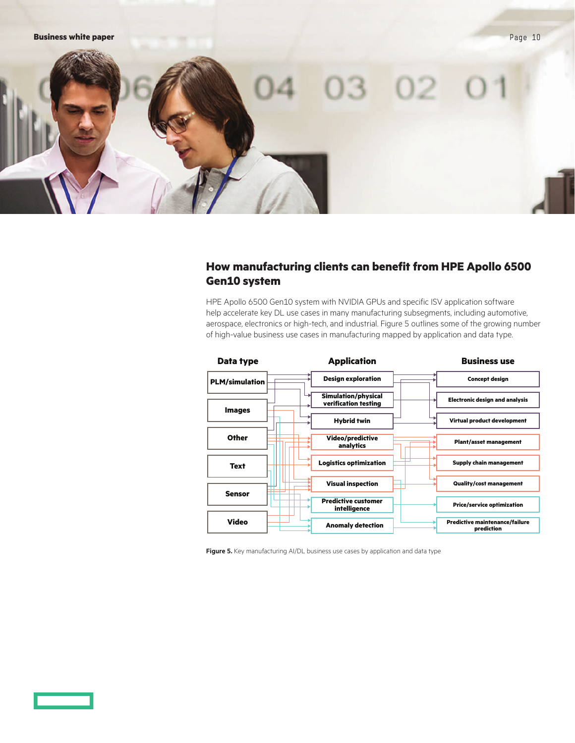## How manufacturing clients can benefit from HPE Apollo 6500 Gen10 system

HPE Apollo 6500 Gen10 system with NVIDIA GPUs and specific ISV application software help accelerate key DL use cases in many manufacturing subsegments, including automotive, aerospace, electronics or high-tech, and industrial. Figure 5 outlines some of the growing number of high-value business use cases in manufacturing mapped by application and data type.

| Data type | Application | Business use |
|---|---|---|
| PLM/simulation | Design exploration | Concept design |
| Images | Simulation/physical verification testing | Electronic design and analysis |
| Other | Hybrid twin | Virtual product development |
| Text | Video/predictive analytics | Plant/asset management |
| Sensor | Logistics optimization | Supply chain management |
| Video | Visual inspection | Quality/cost management |
| | Predictive customer intelligence | Price/service optimization |
| | Anomaly detection | Predictive maintenance/failure prediction |

**Figure 5.** Key manufacturing AI/DL business use cases by application and data type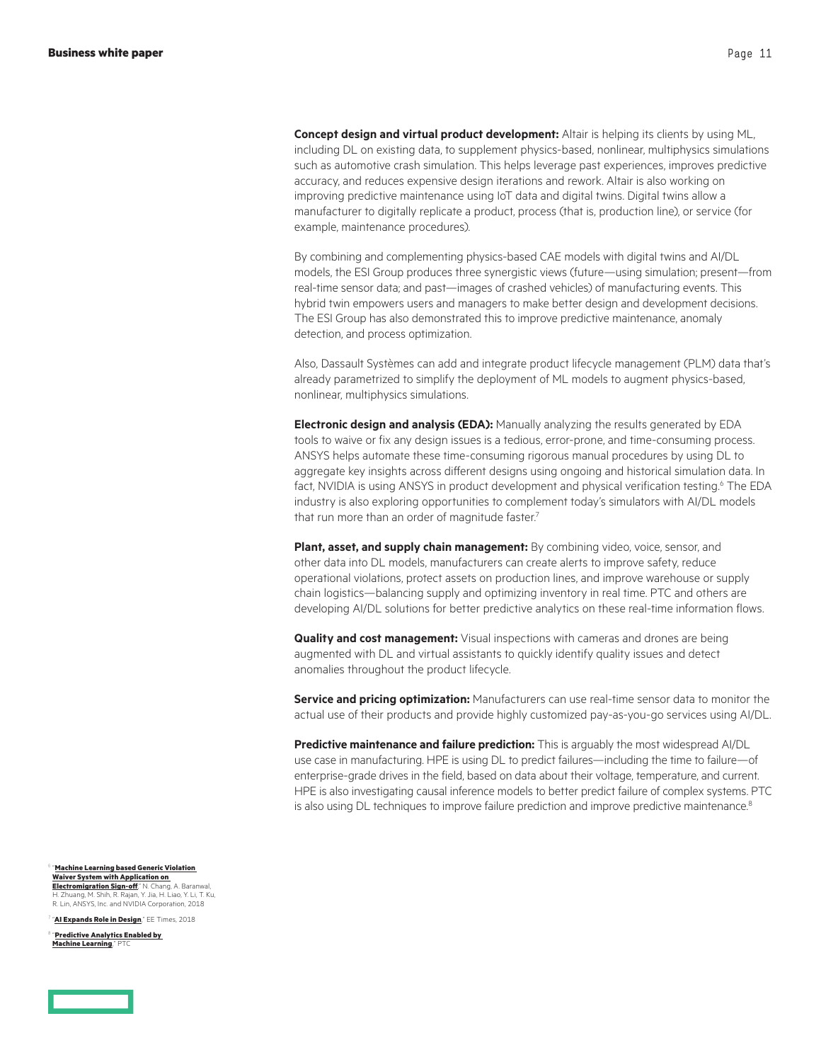**Concept design and virtual product development:** Altair is helping its clients by using ML, including DL on existing data, to supplement physics-based, nonlinear, multiphysics simulations such as automotive crash simulation. This helps leverage past experiences, improves predictive accuracy, and reduces expensive design iterations and rework. Altair is also working on improving predictive maintenance using IoT data and digital twins. Digital twins allow a manufacturer to digitally replicate a product, process (that is, production line), or service (for example, maintenance procedures).

By combining and complementing physics-based CAE models with digital twins and AI/DL models, the ESI Group produces three synergistic views (future—using simulation; present—from real-time sensor data; and past—images of crashed vehicles) of manufacturing events. This hybrid twin empowers users and managers to make better design and development decisions. The ESI Group has also demonstrated this to improve predictive maintenance, anomaly detection, and process optimization.

Also, Dassault Systèmes can add and integrate product lifecycle management (PLM) data that's already parametrized to simplify the deployment of ML models to augment physics-based, nonlinear, multiphysics simulations.

**Electronic design and analysis (EDA):** Manually analyzing the results generated by EDA tools to waive or fix any design issues is a tedious, error-prone, and time-consuming process. ANSYS helps automate these time-consuming rigorous manual procedures by using DL to aggregate key insights across different designs using ongoing and historical simulation data. In fact, NVIDIA is using ANSYS in product development and physical verification testing.[6] The EDA industry is also exploring opportunities to complement today's simulators with AI/DL models that run more than an order of magnitude faster.[7]

**Plant, asset, and supply chain management:** By combining video, voice, sensor, and other data into DL models, manufacturers can create alerts to improve safety, reduce operational violations, protect assets on production lines, and improve warehouse or supply chain logistics—balancing supply and optimizing inventory in real time. PTC and others are developing AI/DL solutions for better predictive analytics on these real-time information flows.

**Quality and cost management:** Visual inspections with cameras and drones are being augmented with DL and virtual assistants to quickly identify quality issues and detect anomalies throughout the product lifecycle.

**Service and pricing optimization:** Manufacturers can use real-time sensor data to monitor the actual use of their products and provide highly customized pay-as-you-go services using AI/DL.

**Predictive maintenance and failure prediction:** This is arguably the most widespread AI/DL use case in manufacturing. HPE is using DL to predict failures—including the time to failure—of enterprise-grade drives in the field, based on data about their voltage, temperature, and current. HPE is also investigating causal inference models to better predict failure of complex systems. PTC is also using DL techniques to improve failure prediction and improve predictive maintenance.[8]

[6] "**Machine Learning based Generic Violation Waiver System with Application on Electromigration Sign-off**," N. Chang, A. Baranwal, H. Zhuang, M. Shih, R. Rajan, Y. Jia, H. Liao, Y. Li, T. Ku, R. Lin, ANSYS, Inc. and NVIDIA Corporation, 2018

[7] "**AI Expands Role in Design**," EE Times, 2018

[8] "**Predictive Analytics Enabled by Machine Learning**," PTC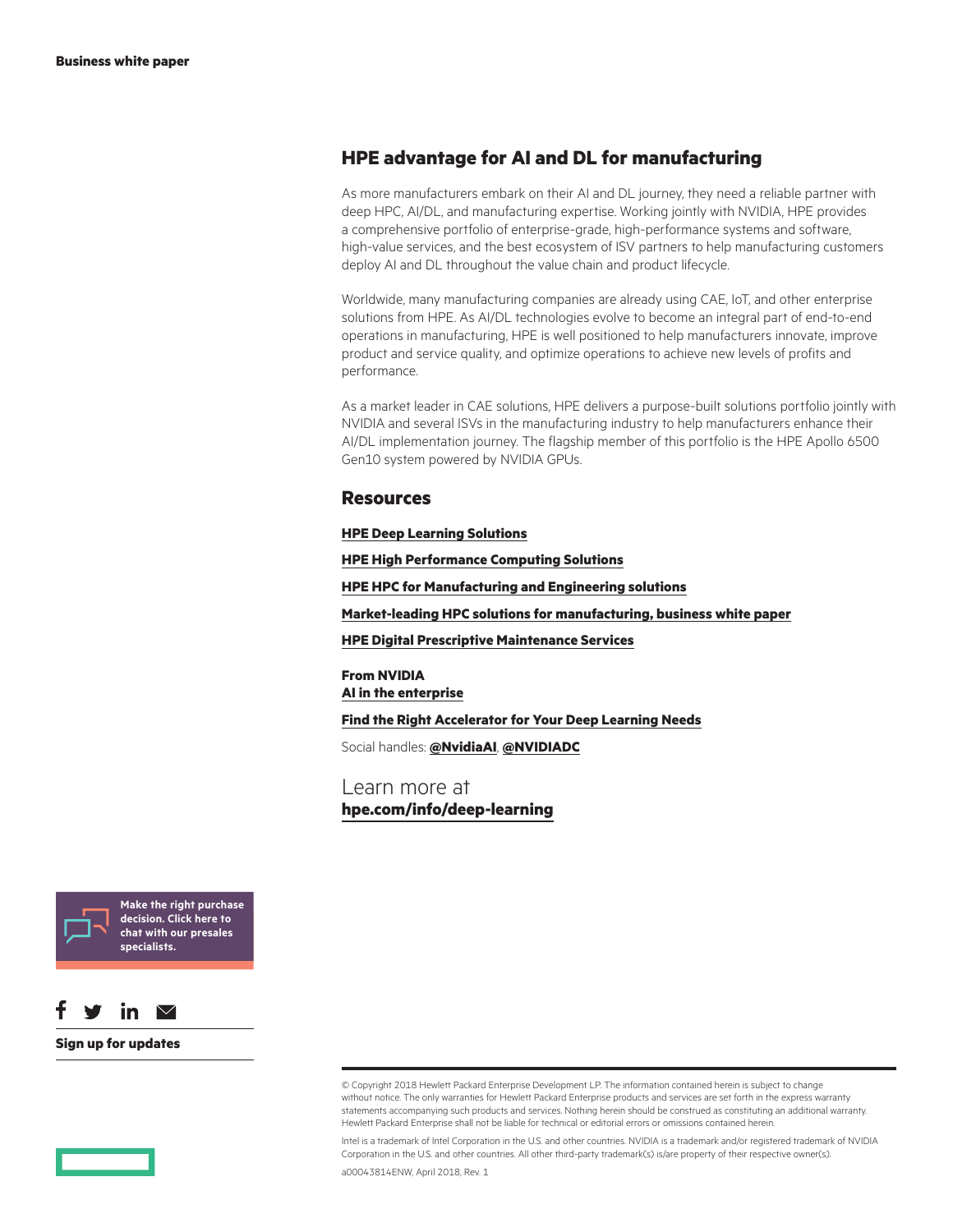## HPE advantage for AI and DL for manufacturing

As more manufacturers embark on their AI and DL journey, they need a reliable partner with deep HPC, AI/DL, and manufacturing expertise. Working jointly with NVIDIA, HPE provides a comprehensive portfolio of enterprise-grade, high-performance systems and software, high-value services, and the best ecosystem of ISV partners to help manufacturing customers deploy AI and DL throughout the value chain and product lifecycle.

Worldwide, many manufacturing companies are already using CAE, IoT, and other enterprise solutions from HPE. As AI/DL technologies evolve to become an integral part of end-to-end operations in manufacturing, HPE is well positioned to help manufacturers innovate, improve product and service quality, and optimize operations to achieve new levels of profits and performance.

As a market leader in CAE solutions, HPE delivers a purpose-built solutions portfolio jointly with NVIDIA and several ISVs in the manufacturing industry to help manufacturers enhance their AI/DL implementation journey. The flagship member of this portfolio is the HPE Apollo 6500 Gen10 system powered by NVIDIA GPUs.

## Resources

**HPE Deep Learning Solutions**

**HPE High Performance Computing Solutions**

**HPE HPC for Manufacturing and Engineering solutions**

**Market-leading HPC solutions for manufacturing, business white paper**

**HPE Digital Prescriptive Maintenance Services**

**From NVIDIA**
**AI in the enterprise**

**Find the Right Accelerator for Your Deep Learning Needs**

Social handles: **@NvidiaAI**, **@NVIDIADC**

Learn more at
**hpe.com/info/deep-learning**

**Make the right purchase decision. Click here to chat with our presales specialists.**

**Sign up for updates**

© Copyright 2018 Hewlett Packard Enterprise Development LP. The information contained herein is subject to change without notice. The only warranties for Hewlett Packard Enterprise products and services are set forth in the express warranty statements accompanying such products and services. Nothing herein should be construed as constituting an additional warranty. Hewlett Packard Enterprise shall not be liable for technical or editorial errors or omissions contained herein.

Intel is a trademark of Intel Corporation in the U.S. and other countries. NVIDIA is a trademark and/or registered trademark of NVIDIA Corporation in the U.S. and other countries. All other third-party trademark(s) is/are property of their respective owner(s).

a00043814ENW, April 2018, Rev. 1